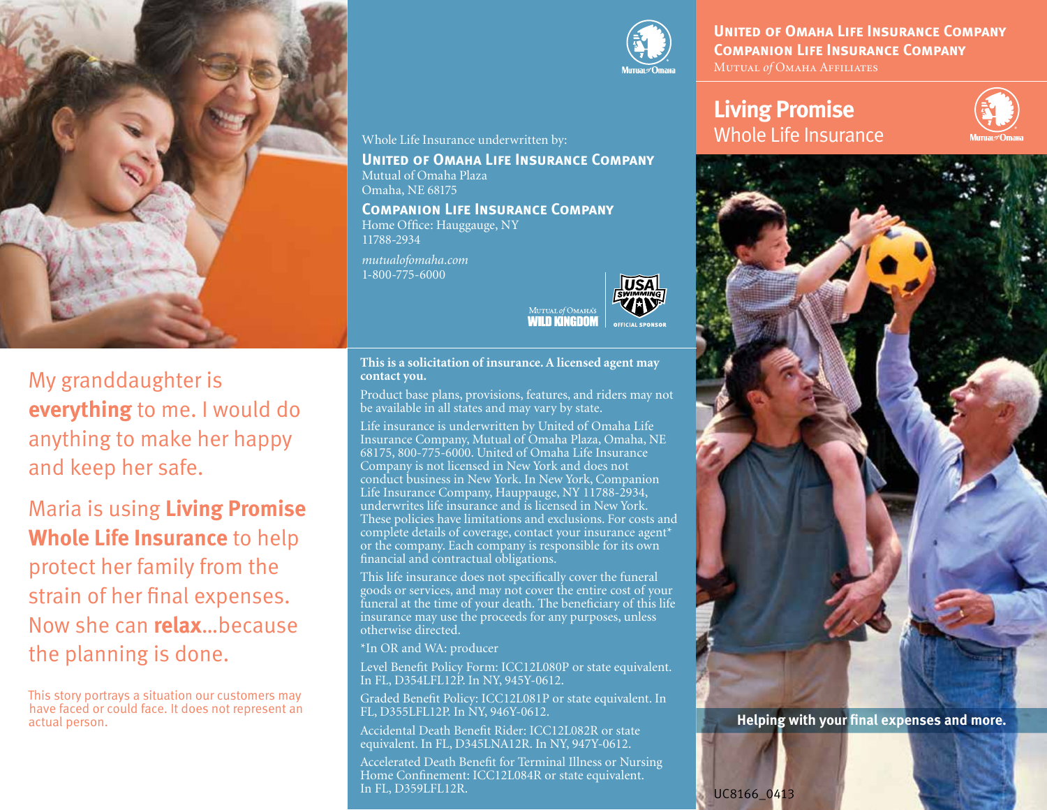My granddaughter is **everything** to me. I would do anything to make her happy and keep her safe.

Maria is using **Living Promise Whole Life Insurance** to help protect her family from the strain of her final expenses. Now she can **relax**...because the planning is done.

This story portrays a situation our customers may have faced or could face. It does not represent an actual person.

Whole Life Insurance underwritten by:

**United of Omaha Life Insurance Company**
Mutual of Omaha Plaza
Omaha, NE 68175

**Companion Life Insurance Company**
Home Office: Hauggauge, NY
11788-2934

*mutualofomaha.com*
1-800-775-6000

Mutual of Omaha's WILD KINGDOM

USA Swimming Official Sponsor

**This is a solicitation of insurance. A licensed agent may contact you.**

Product base plans, provisions, features, and riders may not be available in all states and may vary by state.

Life insurance is underwritten by United of Omaha Life Insurance Company, Mutual of Omaha Plaza, Omaha, NE 68175, 800-775-6000. United of Omaha Life Insurance Company is not licensed in New York and does not conduct business in New York. In New York, Companion Life Insurance Company, Hauppauge, NY 11788-2934, underwrites life insurance and is licensed in New York. These policies have limitations and exclusions. For costs and complete details of coverage, contact your insurance agent* or the company. Each company is responsible for its own financial and contractual obligations.

This life insurance does not specifically cover the funeral goods or services, and may not cover the entire cost of your funeral at the time of your death. The beneficiary of this life insurance may use the proceeds for any purposes, unless otherwise directed.

*In OR and WA: producer

Level Benefit Policy Form: ICC12L080P or state equivalent. In FL, D354LFL12P. In NY, 945Y-0612.

Graded Benefit Policy: ICC12L081P or state equivalent. In FL, D355LFL12P. In NY, 946Y-0612.

Accidental Death Benefit Rider: ICC12L082R or state equivalent. In FL, D345LNA12R. In NY, 947Y-0612.

Accelerated Death Benefit for Terminal Illness or Nursing Home Confinement: ICC12L084R or state equivalent. In FL, D359LFL12R.

**United of Omaha Life Insurance Company**
**Companion Life Insurance Company**
Mutual *of* Omaha Affiliates

# Living Promise
## Whole Life Insurance

Mutual of Omaha

**Helping with your final expenses and more.**

UC8166_0413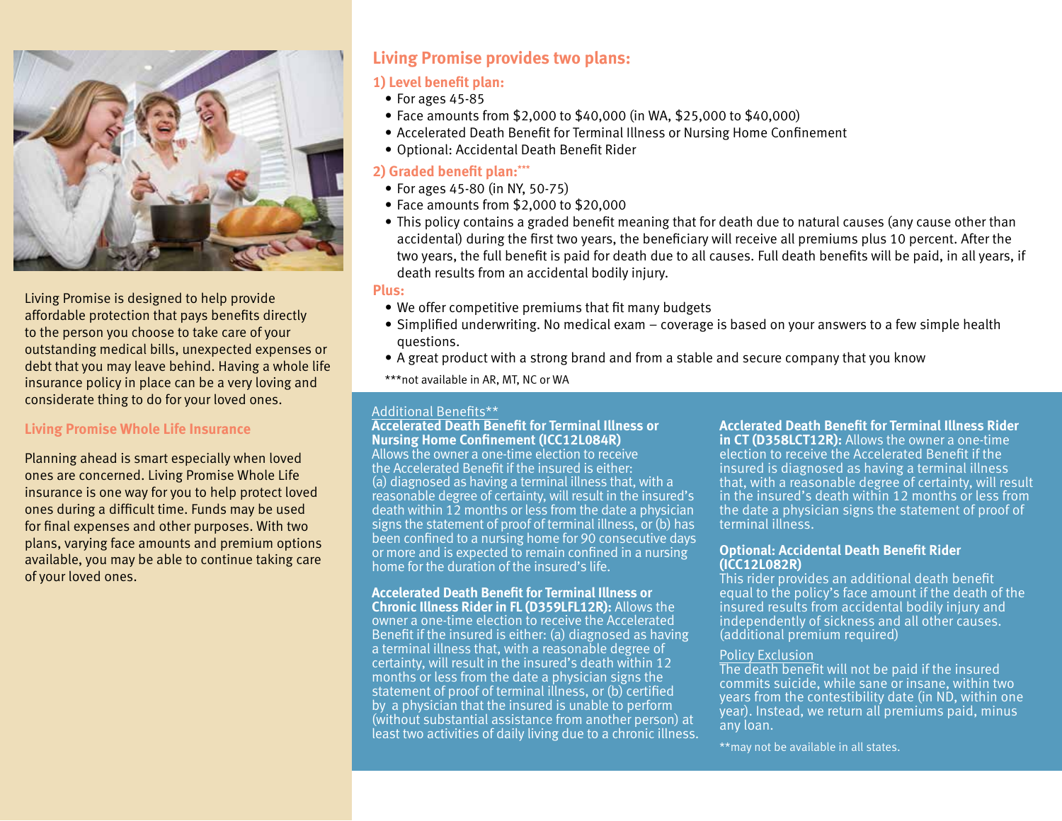Living Promise is designed to help provide affordable protection that pays benefits directly to the person you choose to take care of your outstanding medical bills, unexpected expenses or debt that you may leave behind. Having a whole life insurance policy in place can be a very loving and considerate thing to do for your loved ones.

## Living Promise Whole Life Insurance

Planning ahead is smart especially when loved ones are concerned. Living Promise Whole Life insurance is one way for you to help protect loved ones during a difficult time. Funds may be used for final expenses and other purposes. With two plans, varying face amounts and premium options available, you may be able to continue taking care of your loved ones.

## Living Promise provides two plans:

### 1) Level benefit plan:

- For ages 45-85
- Face amounts from $2,000 to $40,000 (in WA, $25,000 to $40,000)
- Accelerated Death Benefit for Terminal Illness or Nursing Home Confinement
- Optional: Accidental Death Benefit Rider

### 2) Graded benefit plan:***

- For ages 45-80 (in NY, 50-75)
- Face amounts from $2,000 to $20,000
- This policy contains a graded benefit meaning that for death due to natural causes (any cause other than accidental) during the first two years, the beneficiary will receive all premiums plus 10 percent. After the two years, the full benefit is paid for death due to all causes. Full death benefits will be paid, in all years, if death results from an accidental bodily injury.

### Plus:

- We offer competitive premiums that fit many budgets
- Simplified underwriting. No medical exam – coverage is based on your answers to a few simple health questions.
- A great product with a strong brand and from a stable and secure company that you know

***not available in AR, MT, NC or WA

### Additional Benefits**

**Accelerated Death Benefit for Terminal Illness or Nursing Home Confinement (ICC12L084R)**
Allows the owner a one-time election to receive the Accelerated Benefit if the insured is either: (a) diagnosed as having a terminal illness that, with a reasonable degree of certainty, will result in the insured's death within 12 months or less from the date a physician signs the statement of proof of terminal illness, or (b) has been confined to a nursing home for 90 consecutive days or more and is expected to remain confined in a nursing home for the duration of the insured's life.

**Accelerated Death Benefit for Terminal Illness or Chronic Illness Rider in FL (D359LFL12R):** Allows the owner a one-time election to receive the Accelerated Benefit if the insured is either: (a) diagnosed as having a terminal illness that, with a reasonable degree of certainty, will result in the insured's death within 12 months or less from the date a physician signs the statement of proof of terminal illness, or (b) certified by a physician that the insured is unable to perform (without substantial assistance from another person) at least two activities of daily living due to a chronic illness.

**Acclerated Death Benefit for Terminal Illness Rider in CT (D358LCT12R):** Allows the owner a one-time election to receive the Accelerated Benefit if the insured is diagnosed as having a terminal illness that, with a reasonable degree of certainty, will result in the insured's death within 12 months or less from the date a physician signs the statement of proof of terminal illness.

**Optional: Accidental Death Benefit Rider (ICC12L082R)**
This rider provides an additional death benefit equal to the policy's face amount if the death of the insured results from accidental bodily injury and independently of sickness and all other causes. (additional premium required)

### Policy Exclusion

The death benefit will not be paid if the insured commits suicide, while sane or insane, within two years from the contestibility date (in ND, within one year). Instead, we return all premiums paid, minus any loan.

**may not be available in all states.